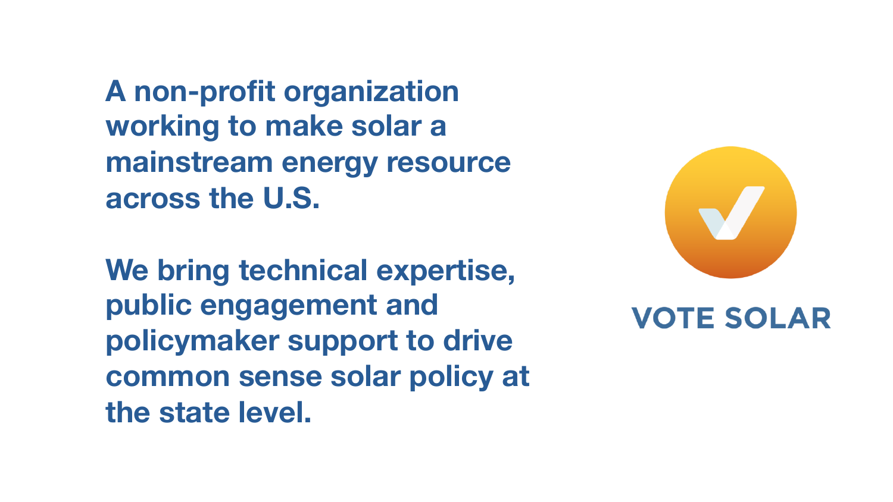**A non-profit organization working to make solar a mainstream energy resource across the U.S.**

**We bring technical expertise, public engagement and policymaker support to drive common sense solar policy at the state level.**

VOTE SOLAR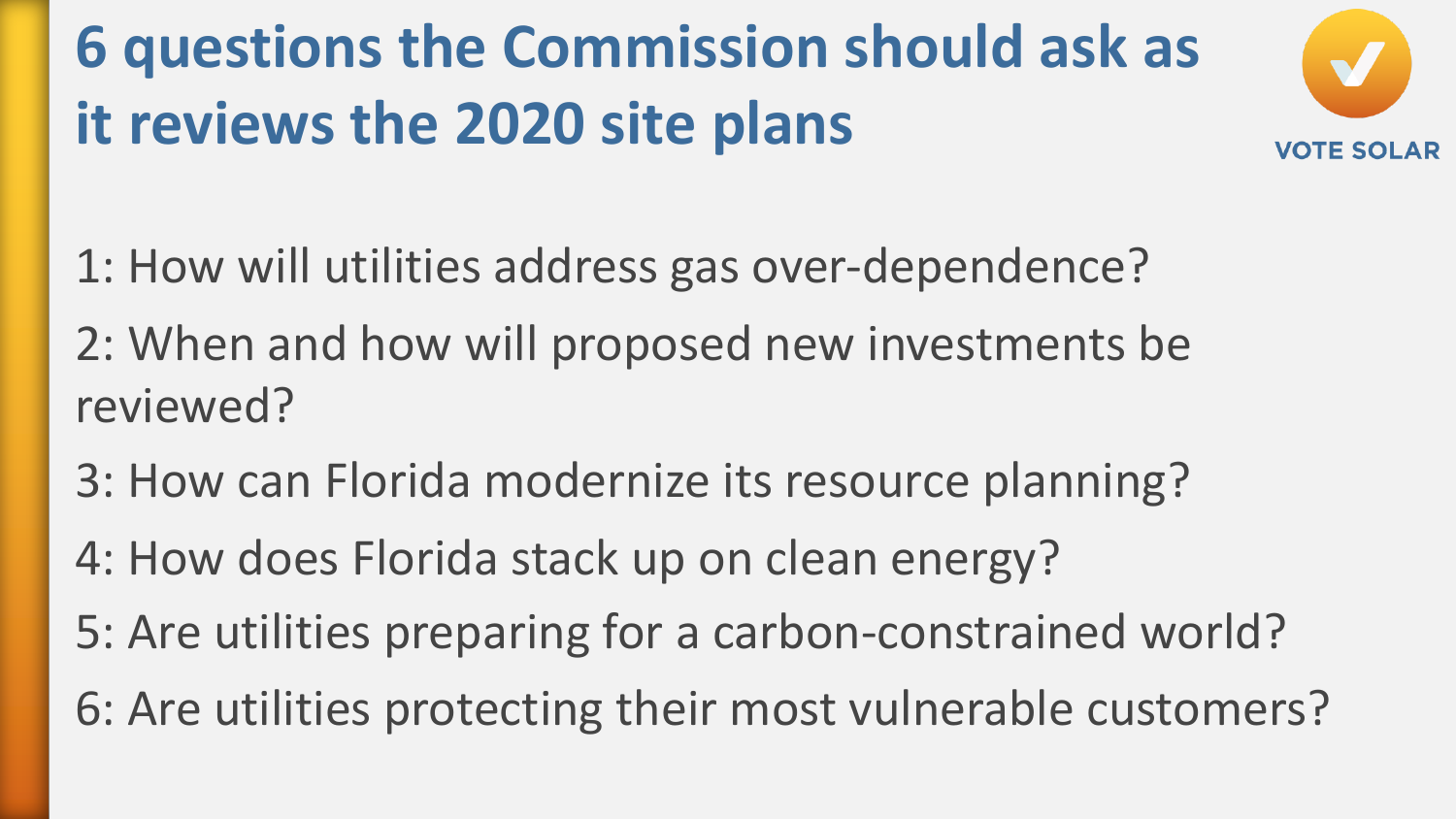# 6 questions the Commission should ask as it reviews the 2020 site plans

VOTE SOLAR

1: How will utilities address gas over-dependence?

2: When and how will proposed new investments be reviewed?

3: How can Florida modernize its resource planning?

4: How does Florida stack up on clean energy?

5: Are utilities preparing for a carbon-constrained world?

6: Are utilities protecting their most vulnerable customers?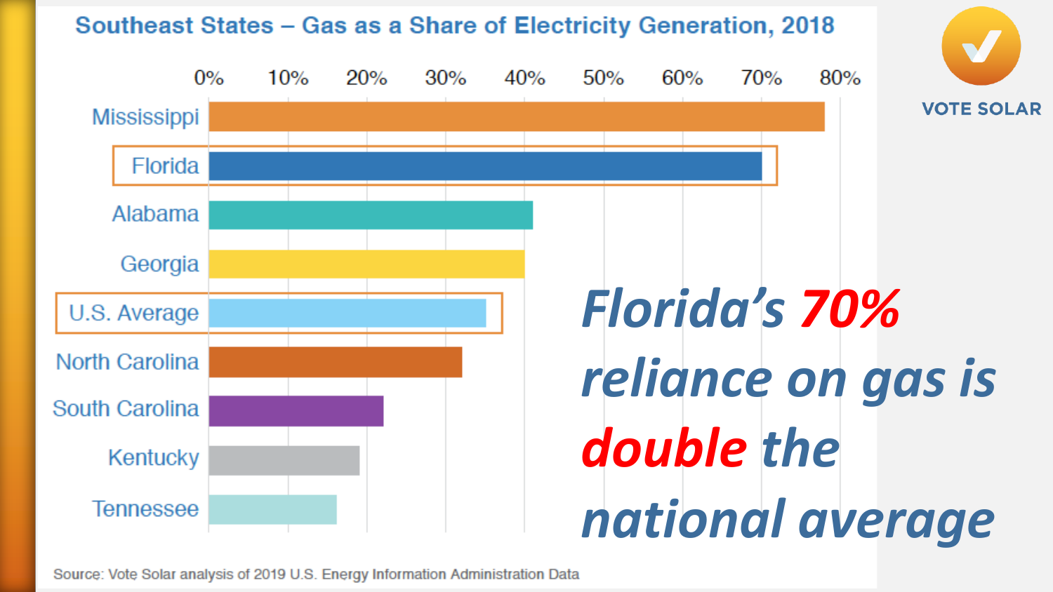## Southeast States – Gas as a Share of Electricity Generation, 2018

| State | Gas Share (approx.) |
|---|---|
| Mississippi | ~78% |
| Florida | ~70% |
| Alabama | ~41% |
| Georgia | ~40% |
| U.S. Average | ~35% |
| North Carolina | ~32% |
| South Carolina | ~22% |
| Kentucky | ~19% |
| Tennessee | ~16% |

Source: Vote Solar analysis of 2019 U.S. Energy Information Administration Data

VOTE SOLAR

***Florida's 70% reliance on gas is double the national average***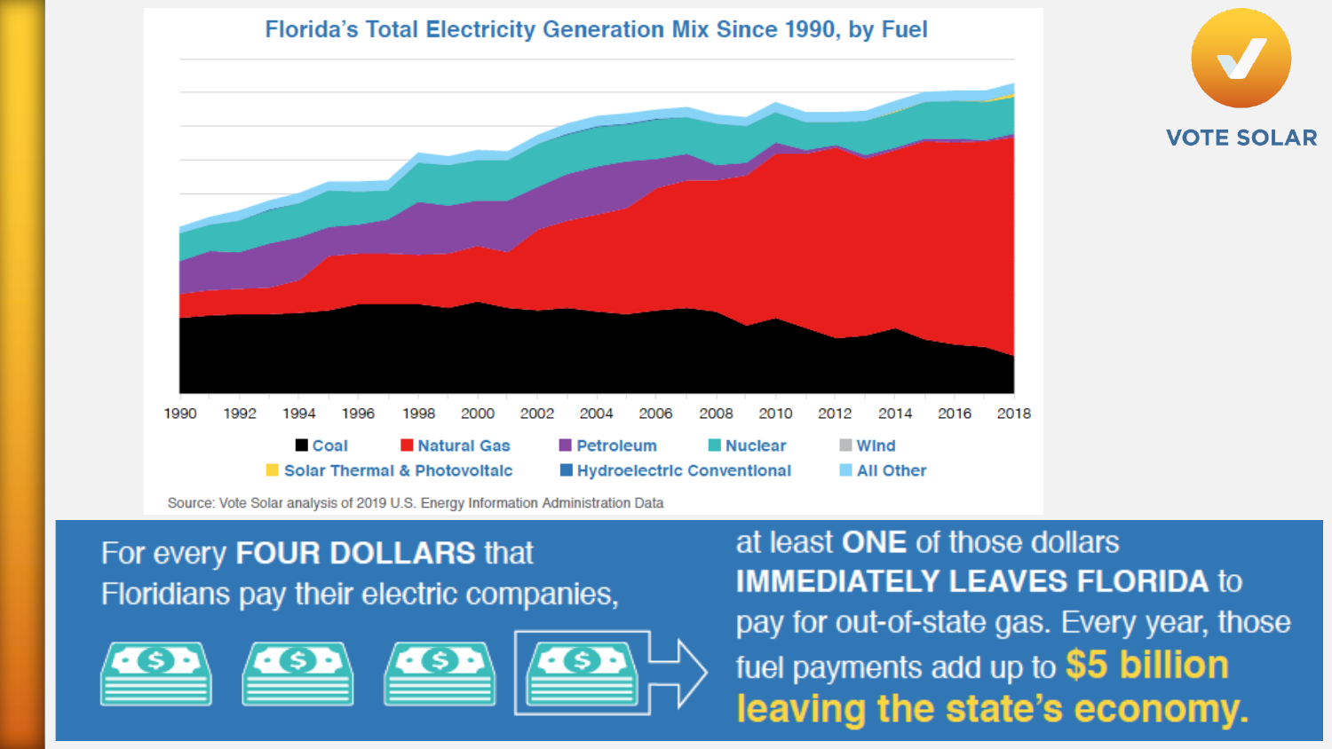## Florida's Total Electricity Generation Mix Since 1990, by Fuel

1990 1992 1994 1996 1998 2000 2002 2004 2006 2008 2010 2012 2014 2016 2018

Coal | Natural Gas | Petroleum | Nuclear | Wind | Solar Thermal & Photovoltaic | Hydroelectric Conventional | All Other

Source: Vote Solar analysis of 2019 U.S. Energy Information Administration Data

VOTE SOLAR

For every **FOUR DOLLARS** that Floridians pay their electric companies, at least **ONE** of those dollars **IMMEDIATELY LEAVES FLORIDA** to pay for out-of-state gas. Every year, those fuel payments add up to **$5 billion leaving the state's economy.**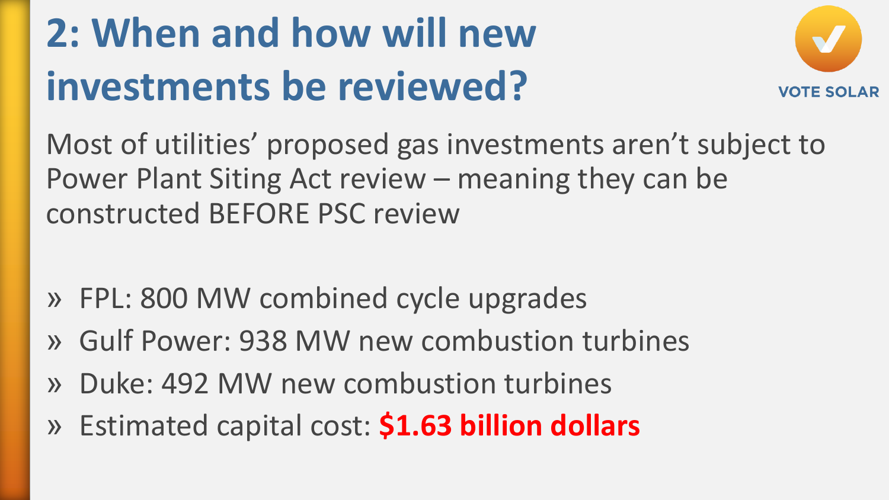# 2: When and how will new investments be reviewed?

VOTE SOLAR

Most of utilities' proposed gas investments aren't subject to Power Plant Siting Act review – meaning they can be constructed BEFORE PSC review

- FPL: 800 MW combined cycle upgrades
- Gulf Power: 938 MW new combustion turbines
- Duke: 492 MW new combustion turbines
- Estimated capital cost: **$1.63 billion dollars**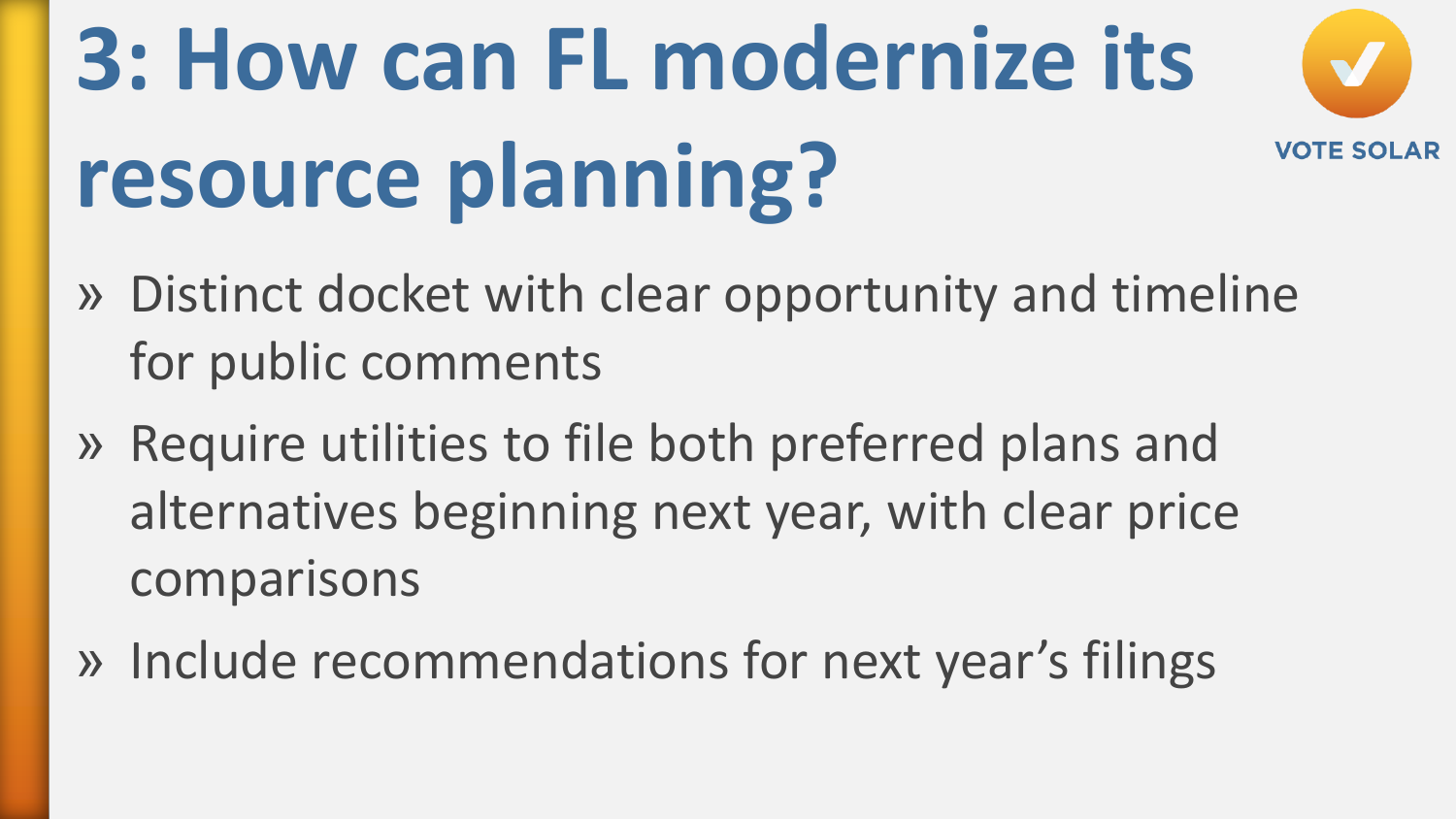# 3: How can FL modernize its resource planning?

VOTE SOLAR

- Distinct docket with clear opportunity and timeline for public comments
- Require utilities to file both preferred plans and alternatives beginning next year, with clear price comparisons
- Include recommendations for next year's filings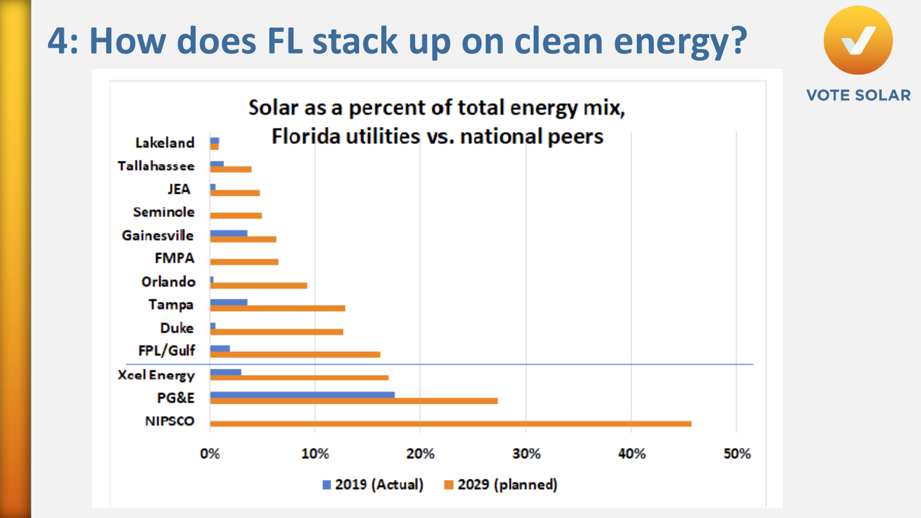# 4: How does FL stack up on clean energy?

VOTE SOLAR

**Solar as a percent of total energy mix, Florida utilities vs. national peers**

| Utility | 2019 (Actual) | 2029 (planned) |
|---|---|---|
| Lakeland | ~1% | ~1% |
| Tallahassee | ~1% | ~4% |
| JEA | ~0.5% | ~5% |
| Seminole | 0% | ~5% |
| Gainesville | ~4% | ~6% |
| FMPA | 0% | ~6.5% |
| Orlando | ~0.3% | ~9% |
| Tampa | ~3.5% | ~13% |
| Duke | ~0.5% | ~13% |
| FPL/Gulf | ~2% | ~16% |
| Xcel Energy | ~3% | ~17% |
| PG&E | ~17.5% | ~27% |
| NIPSCO | 0% | ~46% |

■ 2019 (Actual) ■ 2029 (planned)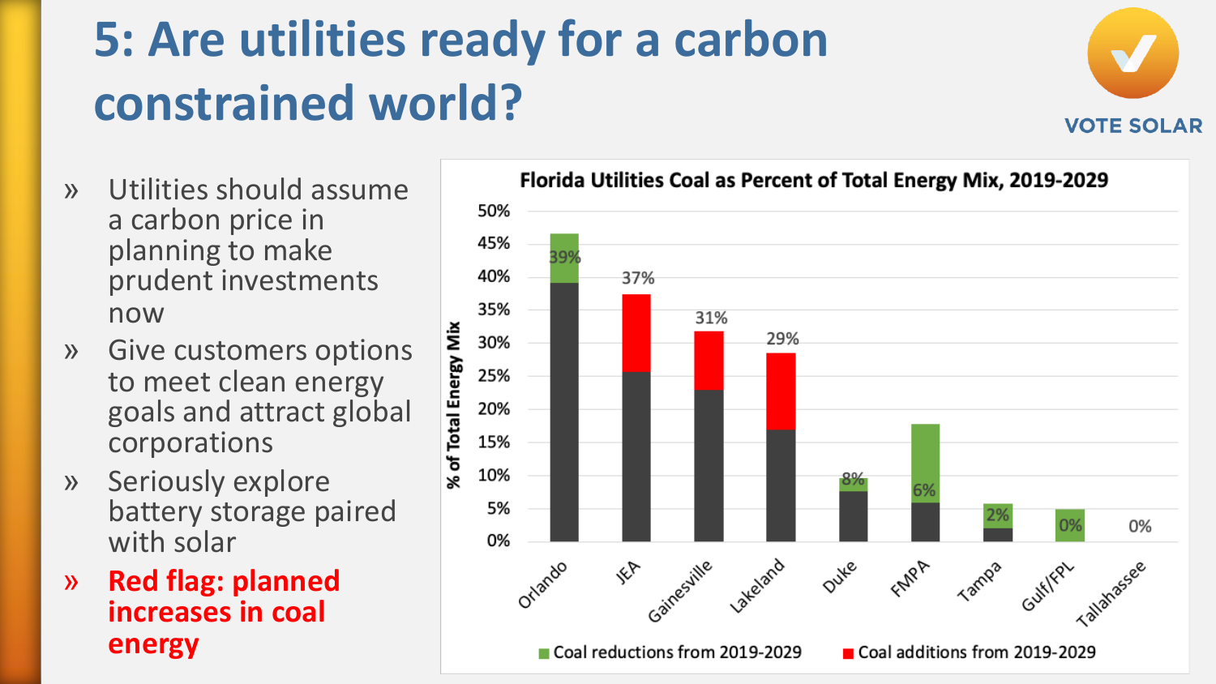# 5: Are utilities ready for a carbon constrained world?

VOTE SOLAR

- Utilities should assume a carbon price in planning to make prudent investments now
- Give customers options to meet clean energy goals and attract global corporations
- Seriously explore battery storage paired with solar
- **Red flag: planned increases in coal energy**

**Florida Utilities Coal as Percent of Total Energy Mix, 2019-2029**

| Utility | Coal % of Total Energy Mix (labeled) |
|---|---|
| Orlando | 39% |
| JEA | 37% |
| Gainesville | 31% |
| Lakeland | 29% |
| Duke | 8% |
| FMPA | 6% |
| Tampa | 2% |
| Gulf/FPL | 0% |
| Tallahassee | 0% |

Legend: Coal reductions from 2019-2029; Coal additions from 2019-2029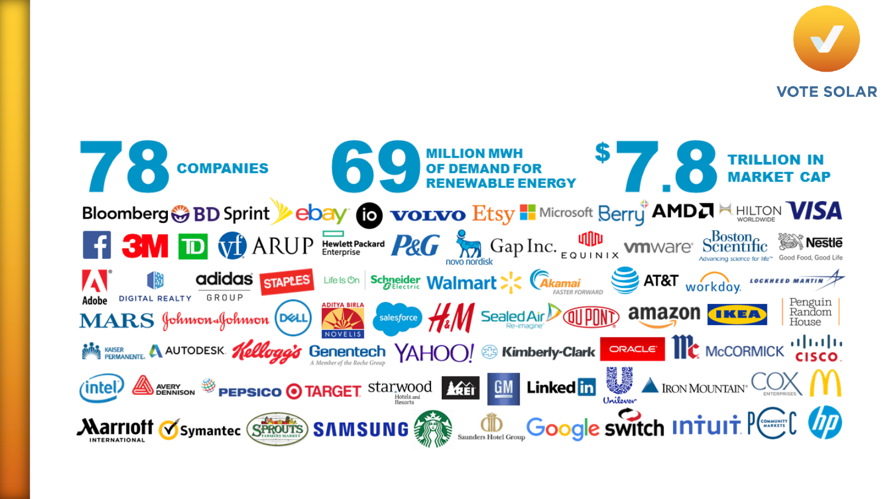VOTE SOLAR

**78** COMPANIES

**69** MILLION MWH OF DEMAND FOR RENEWABLE ENERGY

**$7.8** TRILLION IN MARKET CAP

Bloomberg, BD, Sprint, ebay, io, VOLVO, Etsy, Microsoft, Berry, AMD, HILTON WORLDWIDE, VISA, Facebook, 3M, TD, vf, ARUP, Hewlett Packard Enterprise, P&G, novo nordisk, Gap Inc., EQUINIX, vmware, Boston Scientific (Advancing science for life), Nestlé (Good Food, Good Life), Adobe, DIGITAL REALTY, adidas GROUP, STAPLES, Life Is On Schneider Electric, Walmart, Akamai (FASTER FORWARD), AT&T, workday, LOCKHEED MARTIN, MARS, Johnson & Johnson, DELL, ADITYA BIRLA NOVELIS, salesforce, H&M, Sealed Air (Re-imagine), DUPONT, amazon, IKEA, Penguin Random House, KAISER PERMANENTE, AUTODESK, Kellogg's, Genentech (A Member of the Roche Group), YAHOO!, Kimberly-Clark, ORACLE, McCormick, CISCO, intel, AVERY DENNISON, PEPSICO, TARGET, starwood Hotels and Resorts, REI, GM, LinkedIn, Unilever, IRON MOUNTAIN, COX ENTERPRISES, McDonald's, Marriott INTERNATIONAL, Symantec, SPROUTS FARMERS MARKET, SAMSUNG, Starbucks, Saunders Hotel Group, Google, switch, intuit, PCC COMMUNITY MARKETS, hp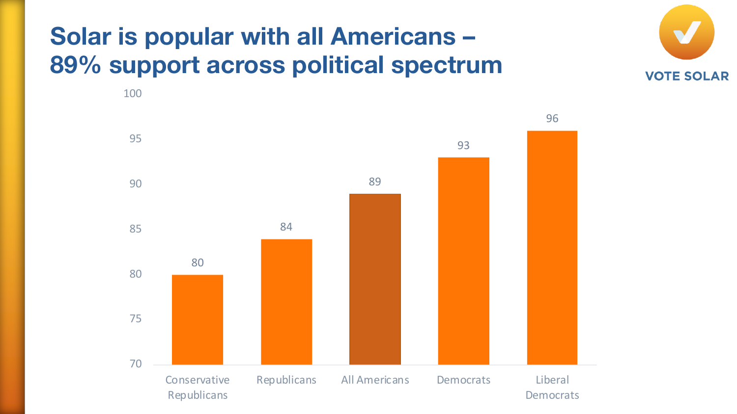# Solar is popular with all Americans – 89% support across political spectrum

| Group | Support (%) |
| --- | --- |
| Conservative Republicans | 80 |
| Republicans | 84 |
| All Americans | 89 |
| Democrats | 93 |
| Liberal Democrats | 96 |

VOTE SOLAR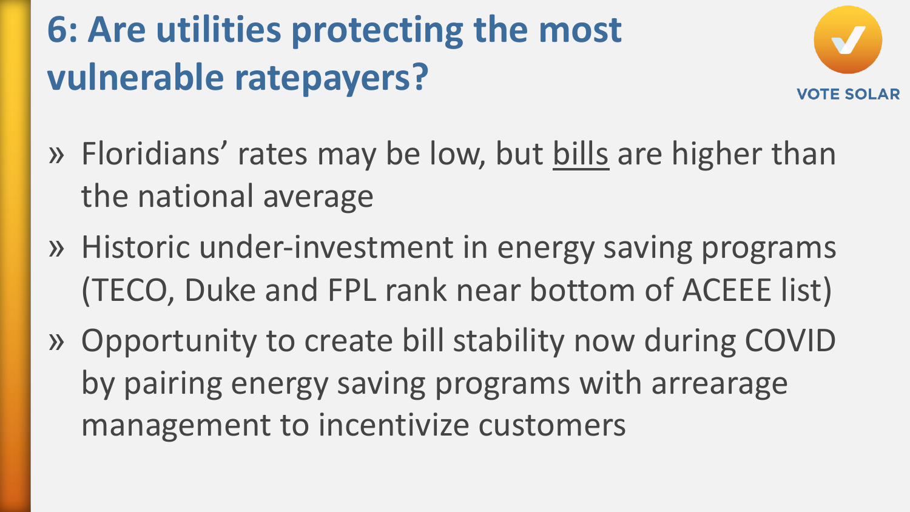# 6: Are utilities protecting the most vulnerable ratepayers?

VOTE SOLAR

- Floridians' rates may be low, but <u>bills</u> are higher than the national average
- Historic under-investment in energy saving programs (TECO, Duke and FPL rank near bottom of ACEEE list)
- Opportunity to create bill stability now during COVID by pairing energy saving programs with arrearage management to incentivize customers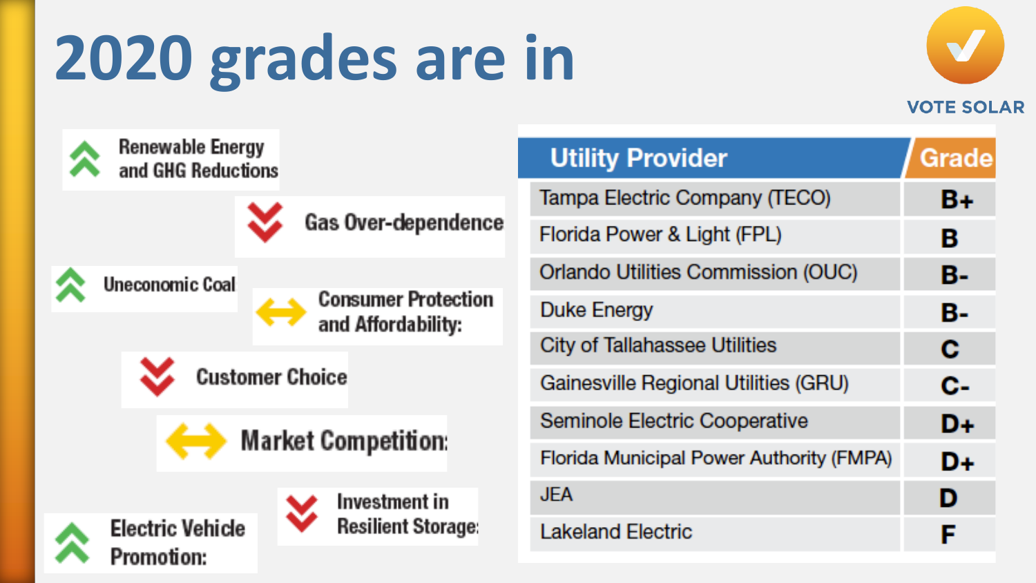# 2020 grades are in

VOTE SOLAR

- ↑ Renewable Energy and GHG Reductions
- ↓ Gas Over-dependence
- ↑ Uneconomic Coal
- ↔ Consumer Protection and Affordability:
- ↓ Customer Choice
- ↔ Market Competition:
- ↓ Investment in Resilient Storage:
- ↑ Electric Vehicle Promotion:

| Utility Provider | Grade |
| --- | --- |
| Tampa Electric Company (TECO) | B+ |
| Florida Power & Light (FPL) | B |
| Orlando Utilities Commission (OUC) | B- |
| Duke Energy | B- |
| City of Tallahassee Utilities | C |
| Gainesville Regional Utilities (GRU) | C- |
| Seminole Electric Cooperative | D+ |
| Florida Municipal Power Authority (FMPA) | D+ |
| JEA | D |
| Lakeland Electric | F |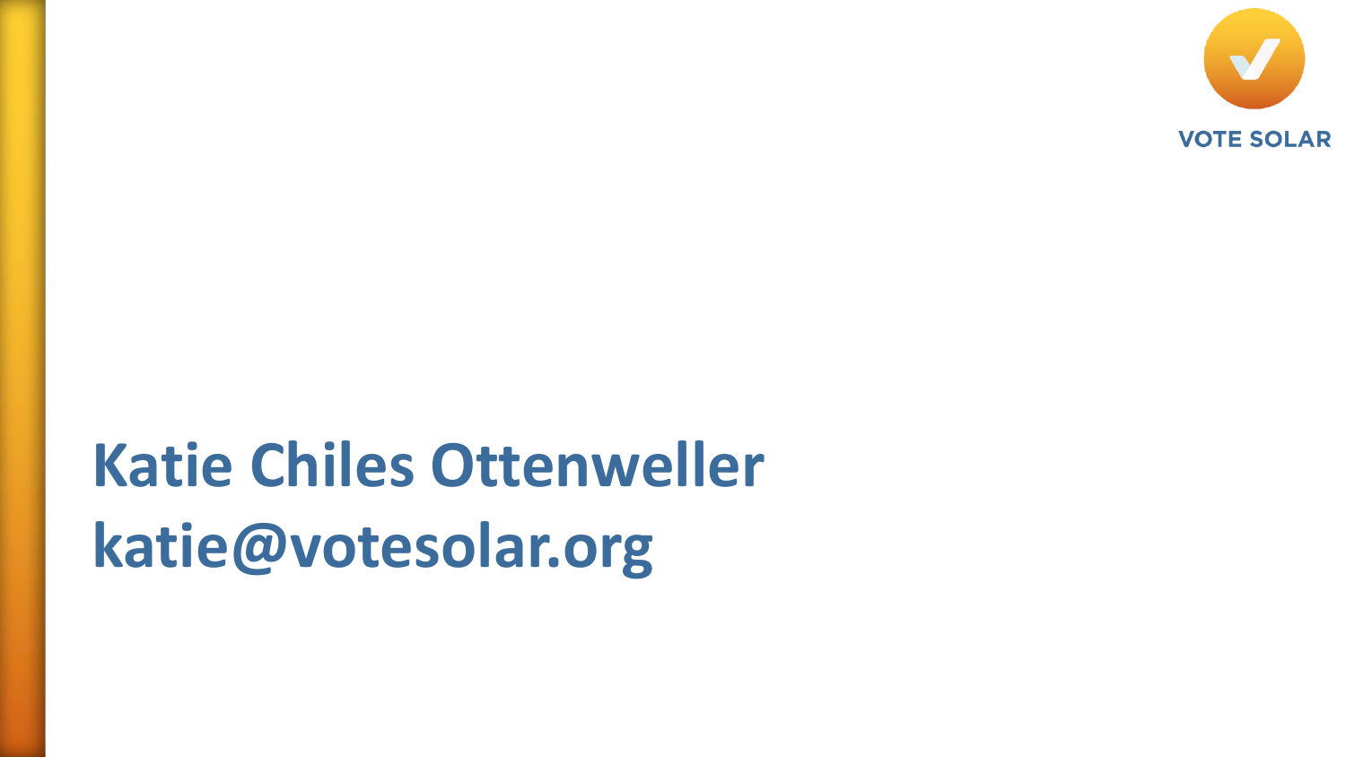VOTE SOLAR

**Katie Chiles Ottenweller**
**katie@votesolar.org**